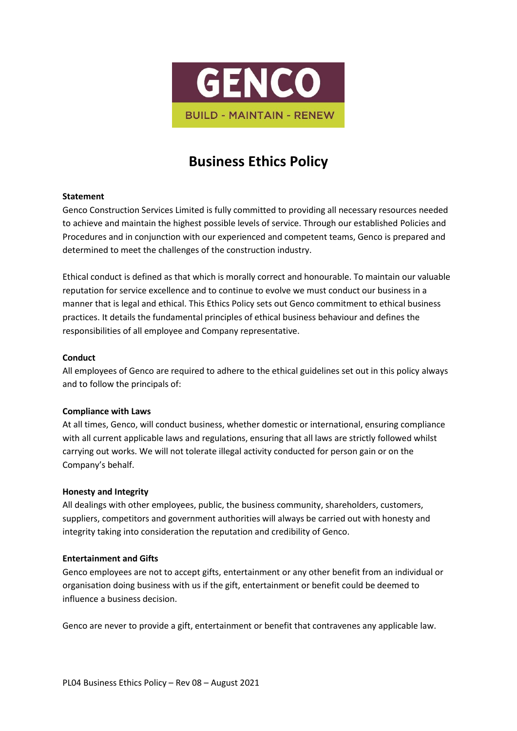GENCO

BUILD - MAINTAIN - RENEW

# Business Ethics Policy

**Statement**

Genco Construction Services Limited is fully committed to providing all necessary resources needed to achieve and maintain the highest possible levels of service. Through our established Policies and Procedures and in conjunction with our experienced and competent teams, Genco is prepared and determined to meet the challenges of the construction industry.

Ethical conduct is defined as that which is morally correct and honourable. To maintain our valuable reputation for service excellence and to continue to evolve we must conduct our business in a manner that is legal and ethical. This Ethics Policy sets out Genco commitment to ethical business practices. It details the fundamental principles of ethical business behaviour and defines the responsibilities of all employee and Company representative.

**Conduct**

All employees of Genco are required to adhere to the ethical guidelines set out in this policy always and to follow the principals of:

**Compliance with Laws**

At all times, Genco, will conduct business, whether domestic or international, ensuring compliance with all current applicable laws and regulations, ensuring that all laws are strictly followed whilst carrying out works. We will not tolerate illegal activity conducted for person gain or on the Company's behalf.

**Honesty and Integrity**

All dealings with other employees, public, the business community, shareholders, customers, suppliers, competitors and government authorities will always be carried out with honesty and integrity taking into consideration the reputation and credibility of Genco.

**Entertainment and Gifts**

Genco employees are not to accept gifts, entertainment or any other benefit from an individual or organisation doing business with us if the gift, entertainment or benefit could be deemed to influence a business decision.

Genco are never to provide a gift, entertainment or benefit that contravenes any applicable law.

PL04 Business Ethics Policy – Rev 08 – August 2021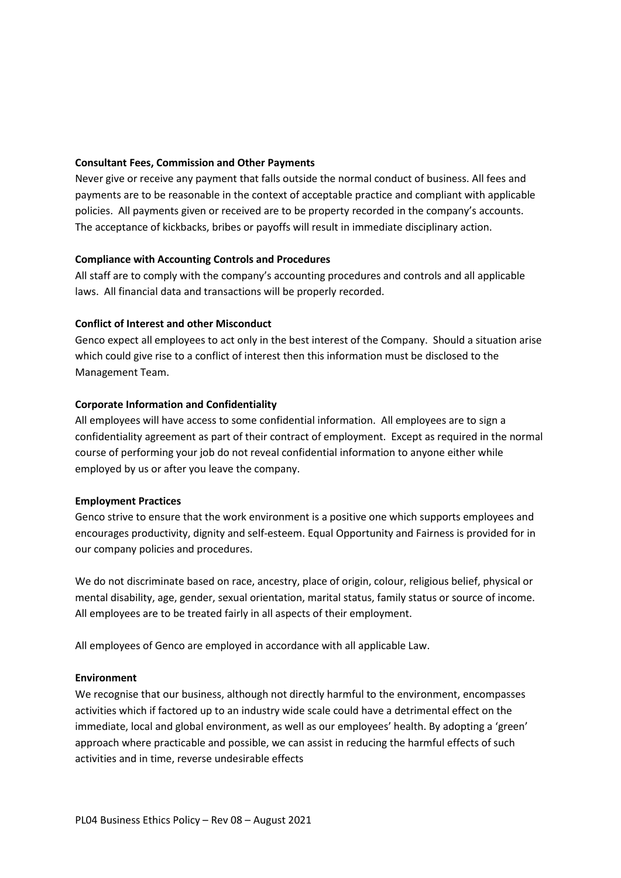**Consultant Fees, Commission and Other Payments**

Never give or receive any payment that falls outside the normal conduct of business. All fees and payments are to be reasonable in the context of acceptable practice and compliant with applicable policies. All payments given or received are to be property recorded in the company's accounts. The acceptance of kickbacks, bribes or payoffs will result in immediate disciplinary action.

**Compliance with Accounting Controls and Procedures**

All staff are to comply with the company's accounting procedures and controls and all applicable laws. All financial data and transactions will be properly recorded.

**Conflict of Interest and other Misconduct**

Genco expect all employees to act only in the best interest of the Company. Should a situation arise which could give rise to a conflict of interest then this information must be disclosed to the Management Team.

**Corporate Information and Confidentiality**

All employees will have access to some confidential information. All employees are to sign a confidentiality agreement as part of their contract of employment. Except as required in the normal course of performing your job do not reveal confidential information to anyone either while employed by us or after you leave the company.

**Employment Practices**

Genco strive to ensure that the work environment is a positive one which supports employees and encourages productivity, dignity and self-esteem. Equal Opportunity and Fairness is provided for in our company policies and procedures.

We do not discriminate based on race, ancestry, place of origin, colour, religious belief, physical or mental disability, age, gender, sexual orientation, marital status, family status or source of income. All employees are to be treated fairly in all aspects of their employment.

All employees of Genco are employed in accordance with all applicable Law.

**Environment**

We recognise that our business, although not directly harmful to the environment, encompasses activities which if factored up to an industry wide scale could have a detrimental effect on the immediate, local and global environment, as well as our employees' health. By adopting a 'green' approach where practicable and possible, we can assist in reducing the harmful effects of such activities and in time, reverse undesirable effects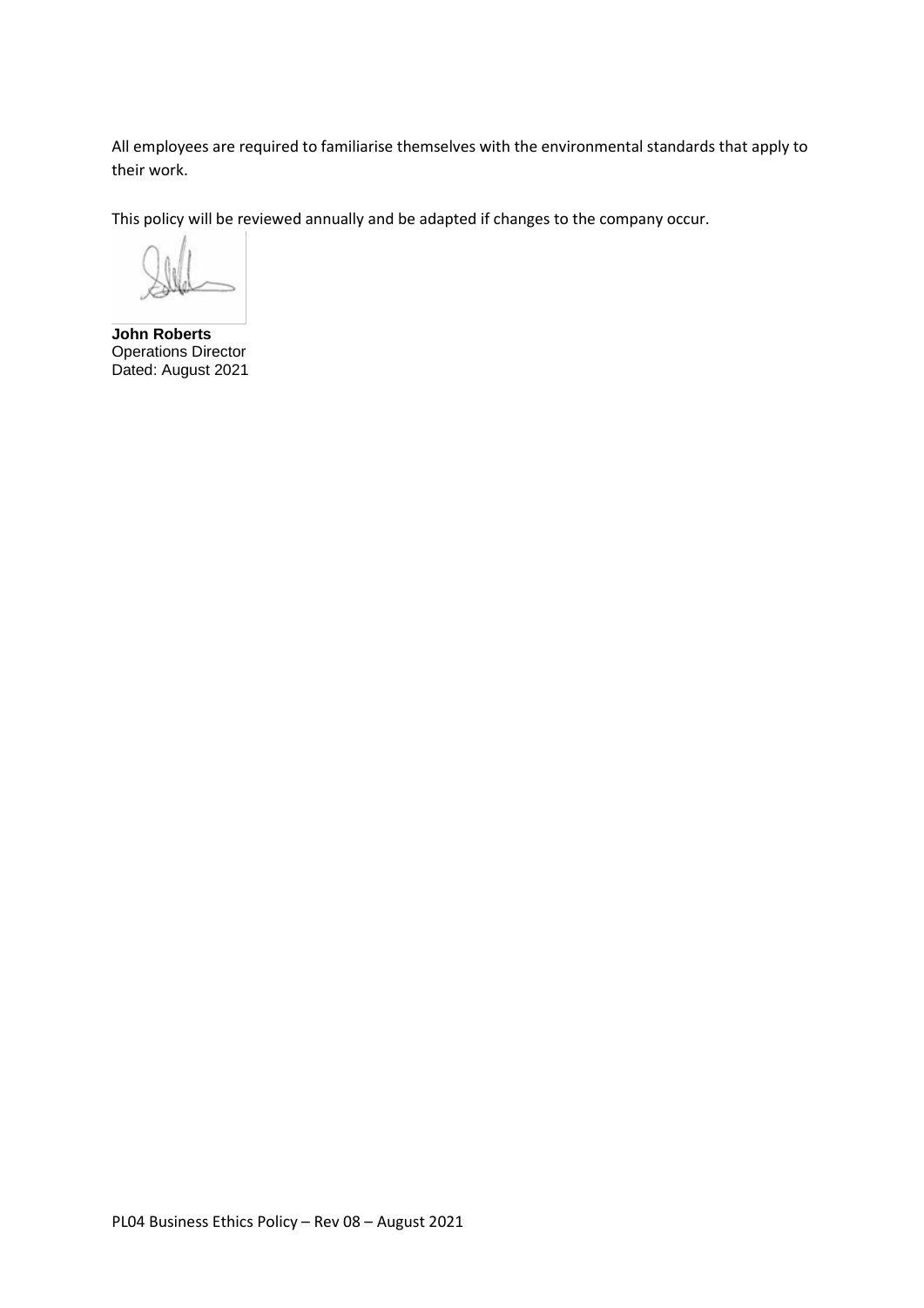All employees are required to familiarise themselves with the environmental standards that apply to their work.

This policy will be reviewed annually and be adapted if changes to the company occur.

**John Roberts**
Operations Director
Dated: August 2021